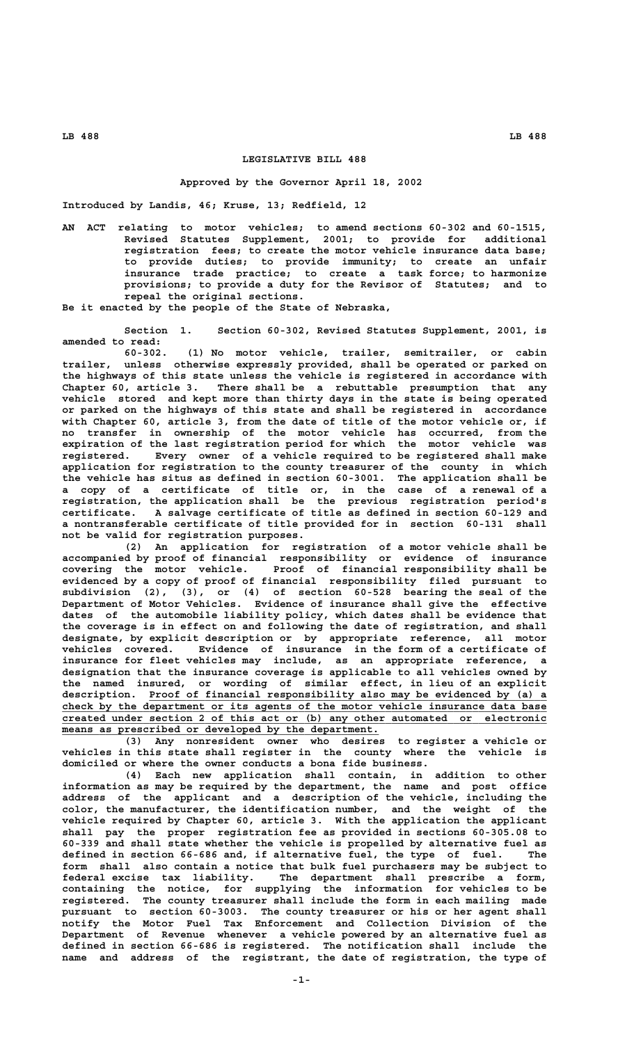# LEGISLATIVE BILL 488

**Approved by the Governor April 18, 2002**

Introduced by Landis, 46; Kruse, 13; Redfield, 12

AN ACT relating to motor vehicles; to amend sections 60-302 and 60-1515, Revised Statutes Supplement, 2001; to provide for additional registration fees; to create the motor vehicle insurance data base; to provide duties; to provide immunity; to create an unfair insurance trade practice; to create a task force; to harmonize provisions; to provide a duty for the Revisor of Statutes; and to repeal the original sections.

Be it enacted by the people of the State of Nebraska,

Section 1. Section 60-302, Revised Statutes Supplement, 2001, is amended to read:

60-302. (1) No motor vehicle, trailer, semitrailer, or cabin trailer, unless otherwise expressly provided, shall be operated or parked on the highways of this state unless the vehicle is registered in accordance with Chapter 60, article 3. There shall be a rebuttable presumption that any vehicle stored and kept more than thirty days in the state is being operated or parked on the highways of this state and shall be registered in accordance with Chapter 60, article 3, from the date of title of the motor vehicle or, if no transfer in ownership of the motor vehicle has occurred, from the expiration of the last registration period for which the motor vehicle was registered. Every owner of a vehicle required to be registered shall make application for registration to the county treasurer of the county in which the vehicle has situs as defined in section 60-3001. The application shall be a copy of a certificate of title or, in the case of a renewal of a registration, the application shall be the previous registration period's certificate. A salvage certificate of title as defined in section 60-129 and a nontransferable certificate of title provided for in section 60-131 shall not be valid for registration purposes.

(2) An application for registration of a motor vehicle shall be accompanied by proof of financial responsibility or evidence of insurance covering the motor vehicle. Proof of financial responsibility shall be evidenced by a copy of proof of financial responsibility filed pursuant to subdivision (2), (3), or (4) of section 60-528 bearing the seal of the Department of Motor Vehicles. Evidence of insurance shall give the effective dates of the automobile liability policy, which dates shall be evidence that the coverage is in effect on and following the date of registration, and shall designate, by explicit description or by appropriate reference, all motor vehicles covered. Evidence of insurance in the form of a certificate of insurance for fleet vehicles may include, as an appropriate reference, a designation that the insurance coverage is applicable to all vehicles owned by the named insured, or wording of similar effect, in lieu of an explicit description. Proof of financial responsibility also may be evidenced by (a) a check by the department or its agents of the motor vehicle insurance data base created under section 2 of this act or (b) any other automated or electronic means as prescribed or developed by the department.

(3) Any nonresident owner who desires to register a vehicle or vehicles in this state shall register in the county where the vehicle is domiciled or where the owner conducts a bona fide business.

(4) Each new application shall contain, in addition to other information as may be required by the department, the name and post office address of the applicant and a description of the vehicle, including the color, the manufacturer, the identification number, and the weight of the vehicle required by Chapter 60, article 3. With the application the applicant shall pay the proper registration fee as provided in sections 60-305.08 to 60-339 and shall state whether the vehicle is propelled by alternative fuel as defined in section 66-686 and, if alternative fuel, the type of fuel. The form shall also contain a notice that bulk fuel purchasers may be subject to federal excise tax liability. The department shall prescribe a form, containing the notice, for supplying the information for vehicles to be registered. The county treasurer shall include the form in each mailing made pursuant to section 60-3003. The county treasurer or his or her agent shall notify the Motor Fuel Tax Enforcement and Collection Division of the Department of Revenue whenever a vehicle powered by an alternative fuel as defined in section 66-686 is registered. The notification shall include the name and address of the registrant, the date of registration, the type of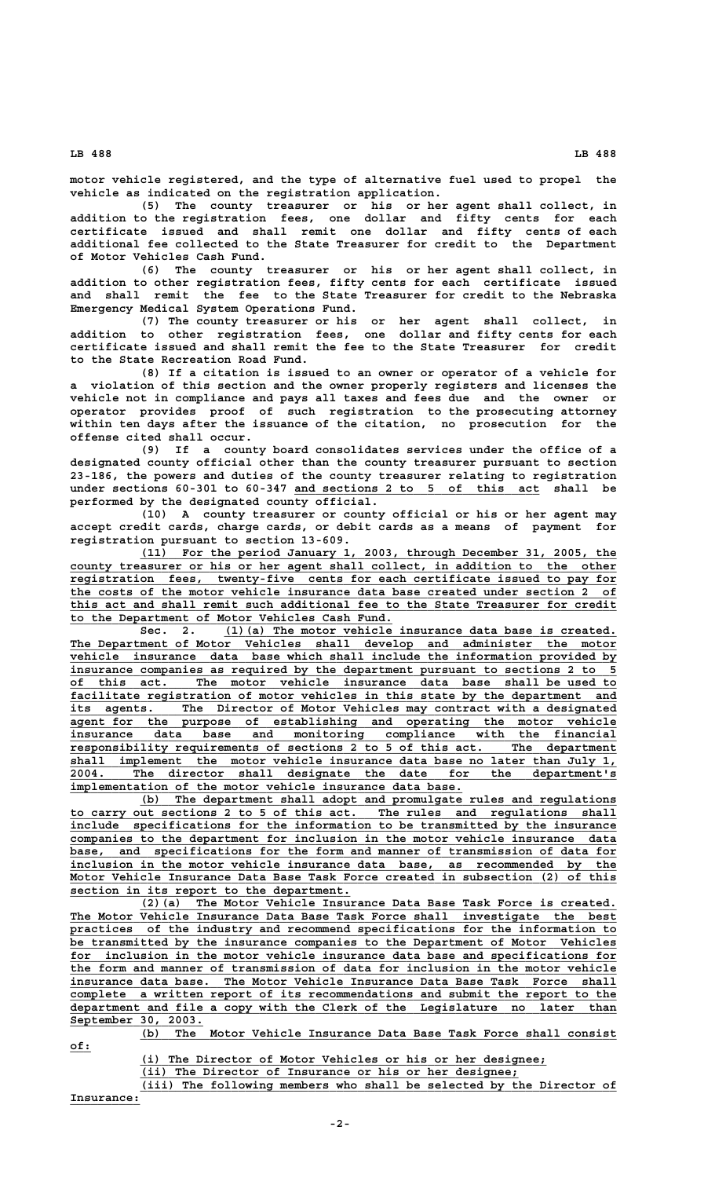motor vehicle registered, and the type of alternative fuel used to propel the vehicle as indicated on the registration application.

(5) The county treasurer or his or her agent shall collect, in addition to the registration fees, one dollar and fifty cents for each certificate issued and shall remit one dollar and fifty cents of each additional fee collected to the State Treasurer for credit to the Department of Motor Vehicles Cash Fund.

(6) The county treasurer or his or her agent shall collect, in addition to other registration fees, fifty cents for each certificate issued and shall remit the fee to the State Treasurer for credit to the Nebraska Emergency Medical System Operations Fund.

(7) The county treasurer or his or her agent shall collect, in addition to other registration fees, one dollar and fifty cents for each certificate issued and shall remit the fee to the State Treasurer for credit to the State Recreation Road Fund.

(8) If a citation is issued to an owner or operator of a vehicle for a violation of this section and the owner properly registers and licenses the vehicle not in compliance and pays all taxes and fees due and the owner or operator provides proof of such registration to the prosecuting attorney within ten days after the issuance of the citation, no prosecution for the offense cited shall occur.

(9) If a county board consolidates services under the office of a designated county official other than the county treasurer pursuant to section 23-186, the powers and duties of the county treasurer relating to registration under sections 60-301 to 60-347 and sections 2 to 5 of this act shall be performed by the designated county official.

(10) A county treasurer or county official or his or her agent may accept credit cards, charge cards, or debit cards as a means of payment for registration pursuant to section 13-609.

(11) For the period January 1, 2003, through December 31, 2005, the county treasurer or his or her agent shall collect, in addition to the other registration fees, twenty-five cents for each certificate issued to pay for the costs of the motor vehicle insurance data base created under section 2 of this act and shall remit such additional fee to the State Treasurer for credit to the Department of Motor Vehicles Cash Fund.

Sec. 2. (1)(a) The motor vehicle insurance data base is created. The Department of Motor Vehicles shall develop and administer the motor vehicle insurance data base which shall include the information provided by insurance companies as required by the department pursuant to sections 2 to 5 of this act. The motor vehicle insurance data base shall be used to facilitate registration of motor vehicles in this state by the department and its agents. The Director of Motor Vehicles may contract with a designated agent for the purpose of establishing and operating the motor vehicle insurance data base and monitoring compliance with the financial responsibility requirements of sections 2 to 5 of this act. The department shall implement the motor vehicle insurance data base no later than July 1, 2004. The director shall designate the date for the department's implementation of the motor vehicle insurance data base.

(b) The department shall adopt and promulgate rules and regulations to carry out sections 2 to 5 of this act. The rules and regulations shall include specifications for the information to be transmitted by the insurance companies to the department for inclusion in the motor vehicle insurance data base, and specifications for the form and manner of transmission of data for inclusion in the motor vehicle insurance data base, as recommended by the Motor Vehicle Insurance Data Base Task Force created in subsection (2) of this section in its report to the department.

(2)(a) The Motor Vehicle Insurance Data Base Task Force is created. The Motor Vehicle Insurance Data Base Task Force shall investigate the best practices of the industry and recommend specifications for the information to be transmitted by the insurance companies to the Department of Motor Vehicles for inclusion in the motor vehicle insurance data base and specifications for the form and manner of transmission of data for inclusion in the motor vehicle insurance data base. The Motor Vehicle Insurance Data Base Task Force shall complete a written report of its recommendations and submit the report to the department and file a copy with the Clerk of the Legislature no later than September 30, 2003.

(b) The Motor Vehicle Insurance Data Base Task Force shall consist of:

(i) The Director of Motor Vehicles or his or her designee;

(ii) The Director of Insurance or his or her designee;

(iii) The following members who shall be selected by the Director of Insurance: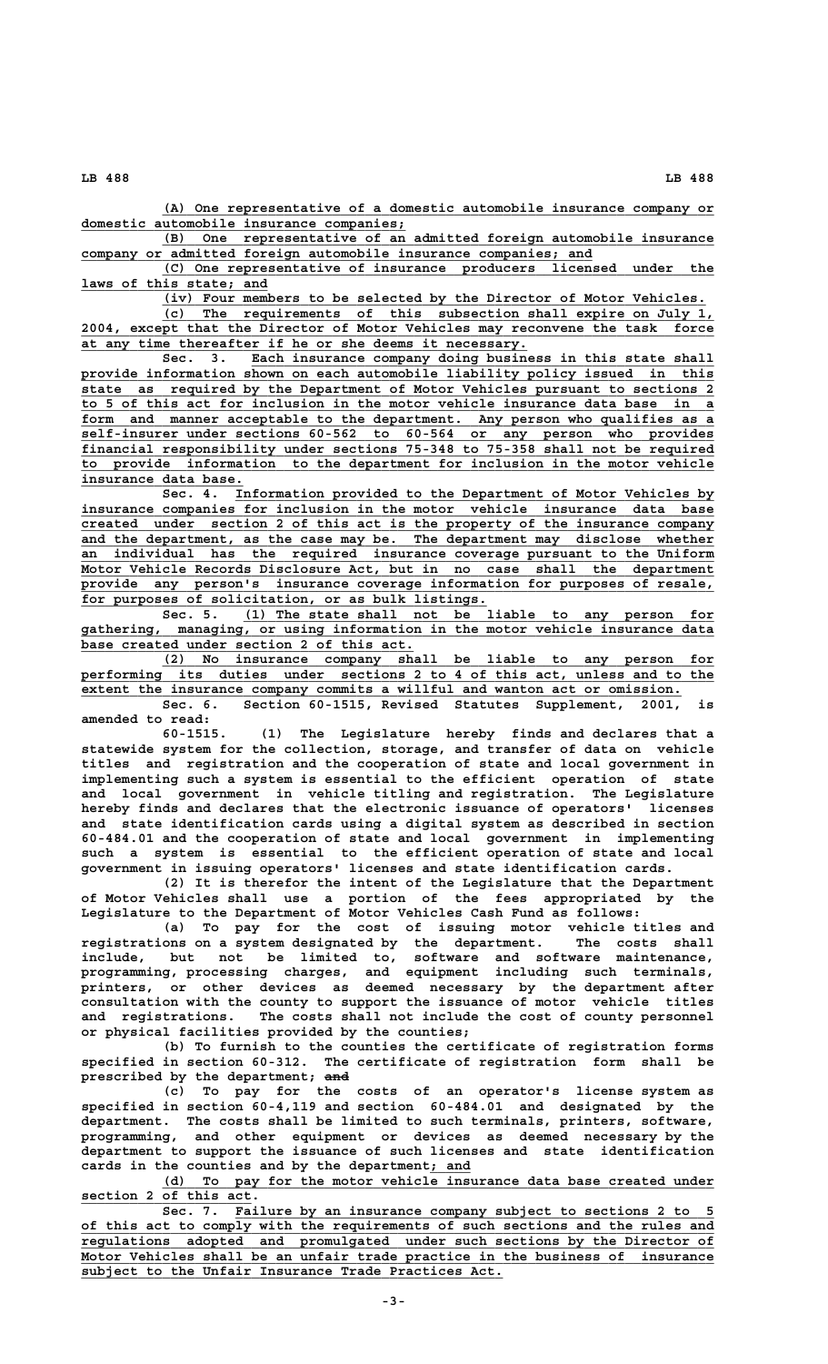(A) One representative of a domestic automobile insurance company or domestic automobile insurance companies;

(B) One representative of an admitted foreign automobile insurance company or admitted foreign automobile insurance companies; and

(C) One representative of insurance producers licensed under the laws of this state; and

(iv) Four members to be selected by the Director of Motor Vehicles.

(c) The requirements of this subsection shall expire on July 1, 2004, except that the Director of Motor Vehicles may reconvene the task force at any time thereafter if he or she deems it necessary.

Sec. 3. Each insurance company doing business in this state shall provide information shown on each automobile liability policy issued in this state as required by the Department of Motor Vehicles pursuant to sections 2 to 5 of this act for inclusion in the motor vehicle insurance data base in a form and manner acceptable to the department. Any person who qualifies as a self-insurer under sections 60-562 to 60-564 or any person who provides financial responsibility under sections 75-348 to 75-358 shall not be required to provide information to the department for inclusion in the motor vehicle insurance data base.

Sec. 4. Information provided to the Department of Motor Vehicles by insurance companies for inclusion in the motor vehicle insurance data base created under section 2 of this act is the property of the insurance company and the department, as the case may be. The department may disclose whether an individual has the required insurance coverage pursuant to the Uniform Motor Vehicle Records Disclosure Act, but in no case shall the department provide any person's insurance coverage information for purposes of resale, for purposes of solicitation, or as bulk listings.

Sec. 5. (1) The state shall not be liable to any person for gathering, managing, or using information in the motor vehicle insurance data base created under section 2 of this act.

(2) No insurance company shall be liable to any person for performing its duties under sections 2 to 4 of this act, unless and to the extent the insurance company commits a willful and wanton act or omission.

Sec. 6. Section 60-1515, Revised Statutes Supplement, 2001, is amended to read:

60-1515. (1) The Legislature hereby finds and declares that a statewide system for the collection, storage, and transfer of data on vehicle titles and registration and the cooperation of state and local government in implementing such a system is essential to the efficient operation of state and local government in vehicle titling and registration. The Legislature hereby finds and declares that the electronic issuance of operators' licenses and state identification cards using a digital system as described in section 60-484.01 and the cooperation of state and local government in implementing such a system is essential to the efficient operation of state and local government in issuing operators' licenses and state identification cards.

(2) It is therefor the intent of the Legislature that the Department of Motor Vehicles shall use a portion of the fees appropriated by the Legislature to the Department of Motor Vehicles Cash Fund as follows:

(a) To pay for the cost of issuing motor vehicle titles and registrations on a system designated by the department. The costs shall include, but not be limited to, software and software maintenance, programming, processing charges, and equipment including such terminals, printers, or other devices as deemed necessary by the department after consultation with the county to support the issuance of motor vehicle titles and registrations. The costs shall not include the cost of county personnel or physical facilities provided by the counties;

(b) To furnish to the counties the certificate of registration forms specified in section 60-312. The certificate of registration form shall be prescribed by the department; ~~and~~

(c) To pay for the costs of an operator's license system as specified in section 60-4,119 and section 60-484.01 and designated by the department. The costs shall be limited to such terminals, printers, software, programming, and other equipment or devices as deemed necessary by the department to support the issuance of such licenses and state identification cards in the counties and by the department; and

(d) To pay for the motor vehicle insurance data base created under section 2 of this act.

Sec. 7. Failure by an insurance company subject to sections 2 to 5 of this act to comply with the requirements of such sections and the rules and regulations adopted and promulgated under such sections by the Director of Motor Vehicles shall be an unfair trade practice in the business of insurance subject to the Unfair Insurance Trade Practices Act.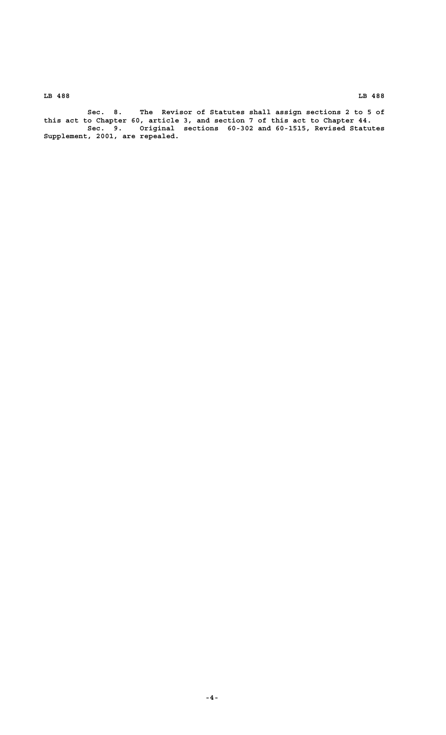**Sec. 8. The Revisor of Statutes shall assign sections 2 to 5 of this act to Chapter 60, article 3, and section 7 of this act to Chapter 44.**

**Sec. 9. Original sections 60-302 and 60-1515, Revised Statutes Supplement, 2001, are repealed.**